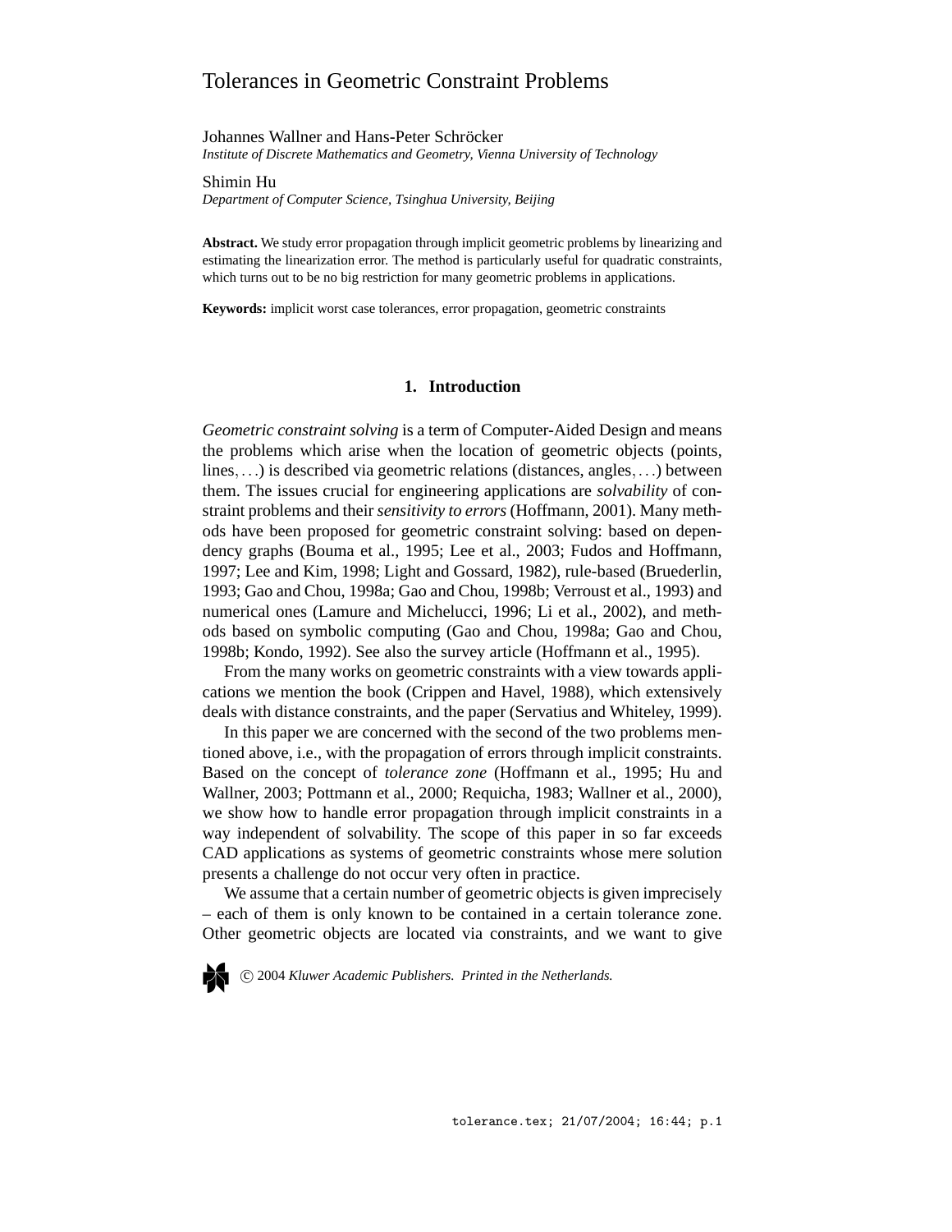# Tolerances in Geometric Constraint Problems

Johannes Wallner and Hans-Peter Schröcker
*Institute of Discrete Mathematics and Geometry, Vienna University of Technology*

Shimin Hu
*Department of Computer Science, Tsinghua University, Beijing*

**Abstract.** We study error propagation through implicit geometric problems by linearizing and estimating the linearization error. The method is particularly useful for quadratic constraints, which turns out to be no big restriction for many geometric problems in applications.

**Keywords:** implicit worst case tolerances, error propagation, geometric constraints

## 1. Introduction

*Geometric constraint solving* is a term of Computer-Aided Design and means the problems which arise when the location of geometric objects (points, lines, ...) is described via geometric relations (distances, angles, ...) between them. The issues crucial for engineering applications are *solvability* of constraint problems and their *sensitivity to errors* (Hoffmann, 2001). Many methods have been proposed for geometric constraint solving: based on dependency graphs (Bouma et al., 1995; Lee et al., 2003; Fudos and Hoffmann, 1997; Lee and Kim, 1998; Light and Gossard, 1982), rule-based (Bruederlin, 1993; Gao and Chou, 1998a; Gao and Chou, 1998b; Verroust et al., 1993) and numerical ones (Lamure and Michelucci, 1996; Li et al., 2002), and methods based on symbolic computing (Gao and Chou, 1998a; Gao and Chou, 1998b; Kondo, 1992). See also the survey article (Hoffmann et al., 1995).

From the many works on geometric constraints with a view towards applications we mention the book (Crippen and Havel, 1988), which extensively deals with distance constraints, and the paper (Servatius and Whiteley, 1999).

In this paper we are concerned with the second of the two problems mentioned above, i.e., with the propagation of errors through implicit constraints. Based on the concept of *tolerance zone* (Hoffmann et al., 1995; Hu and Wallner, 2003; Pottmann et al., 2000; Requicha, 1983; Wallner et al., 2000), we show how to handle error propagation through implicit constraints in a way independent of solvability. The scope of this paper in so far exceeds CAD applications as systems of geometric constraints whose mere solution presents a challenge do not occur very often in practice.

We assume that a certain number of geometric objects is given imprecisely – each of them is only known to be contained in a certain tolerance zone. Other geometric objects are located via constraints, and we want to give

© 2004 *Kluwer Academic Publishers. Printed in the Netherlands.*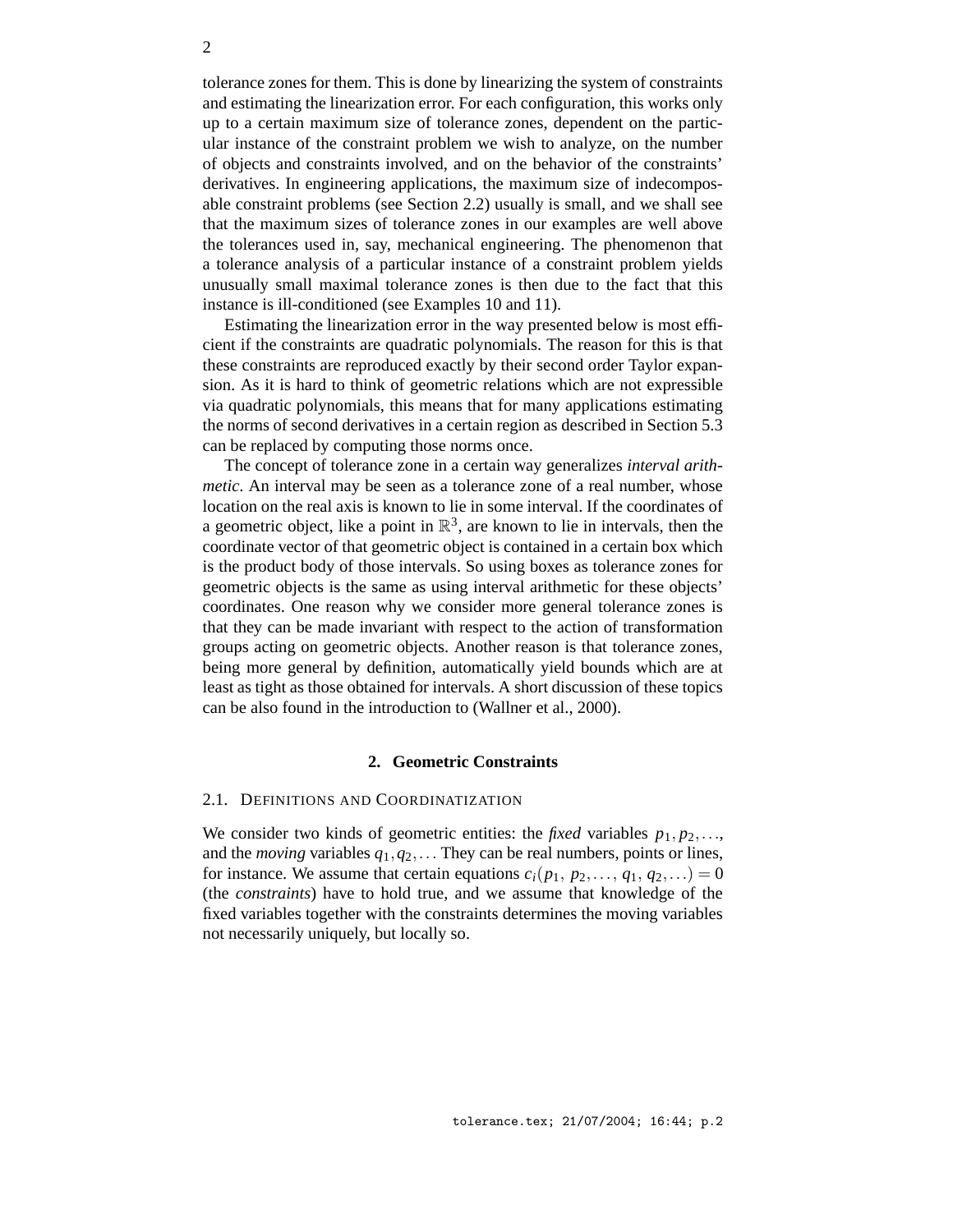tolerance zones for them. This is done by linearizing the system of constraints and estimating the linearization error. For each configuration, this works only up to a certain maximum size of tolerance zones, dependent on the particular instance of the constraint problem we wish to analyze, on the number of objects and constraints involved, and on the behavior of the constraints' derivatives. In engineering applications, the maximum size of indecomposable constraint problems (see Section 2.2) usually is small, and we shall see that the maximum sizes of tolerance zones in our examples are well above the tolerances used in, say, mechanical engineering. The phenomenon that a tolerance analysis of a particular instance of a constraint problem yields unusually small maximal tolerance zones is then due to the fact that this instance is ill-conditioned (see Examples 10 and 11).

Estimating the linearization error in the way presented below is most efficient if the constraints are quadratic polynomials. The reason for this is that these constraints are reproduced exactly by their second order Taylor expansion. As it is hard to think of geometric relations which are not expressible via quadratic polynomials, this means that for many applications estimating the norms of second derivatives in a certain region as described in Section 5.3 can be replaced by computing those norms once.

The concept of tolerance zone in a certain way generalizes *interval arithmetic*. An interval may be seen as a tolerance zone of a real number, whose location on the real axis is known to lie in some interval. If the coordinates of a geometric object, like a point in $\mathbb{R}^3$, are known to lie in intervals, then the coordinate vector of that geometric object is contained in a certain box which is the product body of those intervals. So using boxes as tolerance zones for geometric objects is the same as using interval arithmetic for these objects' coordinates. One reason why we consider more general tolerance zones is that they can be made invariant with respect to the action of transformation groups acting on geometric objects. Another reason is that tolerance zones, being more general by definition, automatically yield bounds which are at least as tight as those obtained for intervals. A short discussion of these topics can be also found in the introduction to (Wallner et al., 2000).

## 2. Geometric Constraints

### 2.1. Definitions and Coordinatization

We consider two kinds of geometric entities: the *fixed* variables $p_1, p_2, \ldots$, and the *moving* variables $q_1, q_2, \ldots$ They can be real numbers, points or lines, for instance. We assume that certain equations $c_i(p_1, p_2, \ldots, q_1, q_2, \ldots) = 0$ (the *constraints*) have to hold true, and we assume that knowledge of the fixed variables together with the constraints determines the moving variables not necessarily uniquely, but locally so.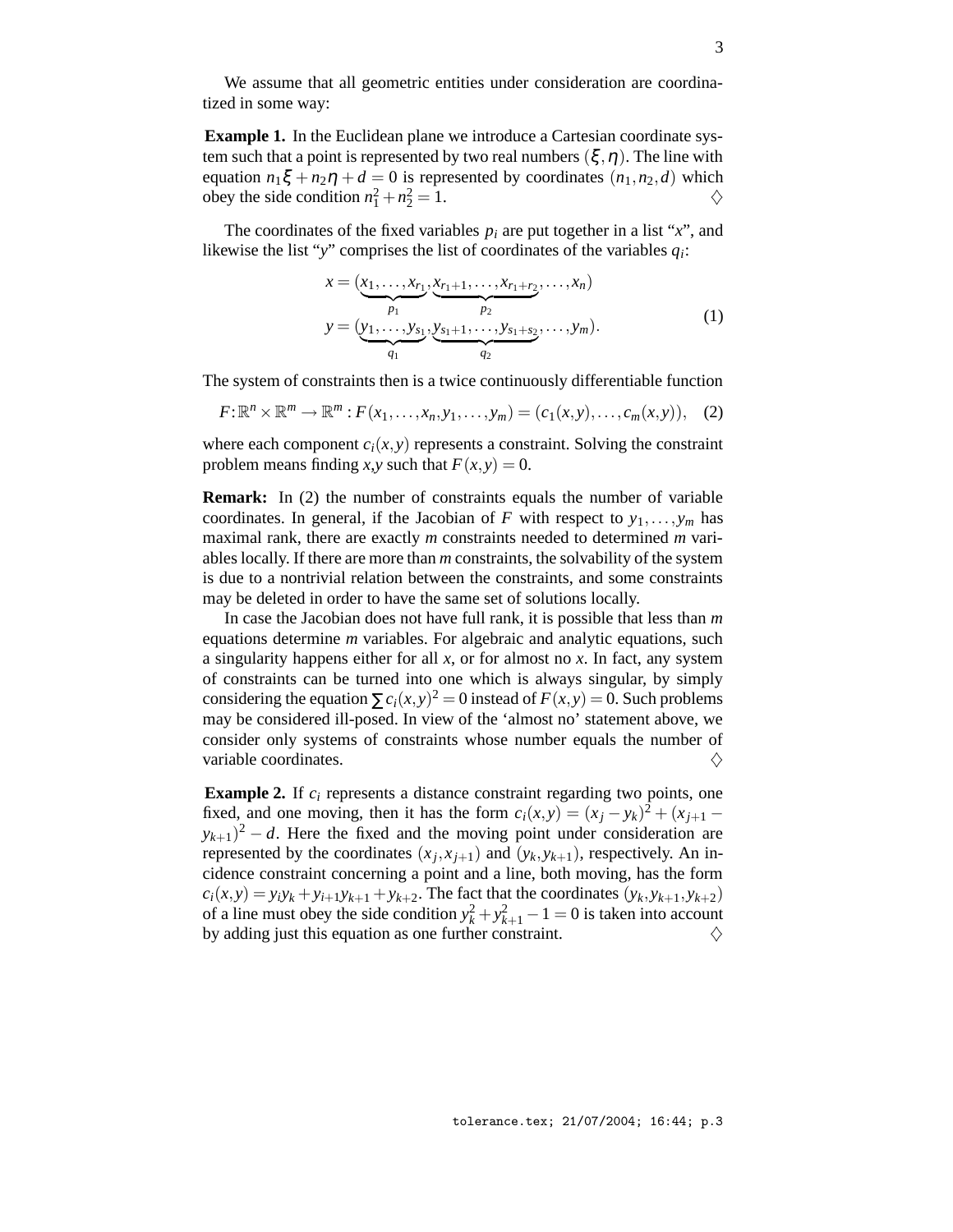We assume that all geometric entities under consideration are coordinatized in some way:

**Example 1.** In the Euclidean plane we introduce a Cartesian coordinate system such that a point is represented by two real numbers $(\xi, \eta)$. The line with equation $n_1\xi + n_2\eta + d = 0$ is represented by coordinates $(n_1, n_2, d)$ which obey the side condition $n_1^2 + n_2^2 = 1$. $\diamondsuit$

The coordinates of the fixed variables $p_i$ are put together in a list "$x$", and likewise the list "$y$" comprises the list of coordinates of the variables $q_i$:

$$
\begin{aligned}
x &= (\underbrace{x_1, \ldots, x_{r_1}}_{p_1}, \underbrace{x_{r_1+1}, \ldots, x_{r_1+r_2}}_{p_2}, \ldots, x_n) \\
y &= (\underbrace{y_1, \ldots, y_{s_1}}_{q_1}, \underbrace{y_{s_1+1}, \ldots, y_{s_1+s_2}}_{q_2}, \ldots, y_m).
\end{aligned}
\tag{1}
$$

The system of constraints then is a twice continuously differentiable function

$$
F\colon \mathbb{R}^n \times \mathbb{R}^m \to \mathbb{R}^m : F(x_1, \ldots, x_n, y_1, \ldots, y_m) = (c_1(x,y), \ldots, c_m(x,y)), \tag{2}
$$

where each component $c_i(x,y)$ represents a constraint. Solving the constraint problem means finding $x$,$y$ such that $F(x,y) = 0$.

**Remark:** In (2) the number of constraints equals the number of variable coordinates. In general, if the Jacobian of $F$ with respect to $y_1, \ldots, y_m$ has maximal rank, there are exactly $m$ constraints needed to determined $m$ variables locally. If there are more than $m$ constraints, the solvability of the system is due to a nontrivial relation between the constraints, and some constraints may be deleted in order to have the same set of solutions locally.

In case the Jacobian does not have full rank, it is possible that less than $m$ equations determine $m$ variables. For algebraic and analytic equations, such a singularity happens either for all $x$, or for almost no $x$. In fact, any system of constraints can be turned into one which is always singular, by simply considering the equation $\sum c_i(x,y)^2 = 0$ instead of $F(x,y) = 0$. Such problems may be considered ill-posed. In view of the 'almost no' statement above, we consider only systems of constraints whose number equals the number of variable coordinates. $\diamondsuit$

**Example 2.** If $c_i$ represents a distance constraint regarding two points, one fixed, and one moving, then it has the form $c_i(x,y) = (x_j - y_k)^2 + (x_{j+1} - y_{k+1})^2 - d$. Here the fixed and the moving point under consideration are represented by the coordinates $(x_j, x_{j+1})$ and $(y_k, y_{k+1})$, respectively. An incidence constraint concerning a point and a line, both moving, has the form $c_i(x,y) = y_i y_k + y_{i+1} y_{k+1} + y_{k+2}$. The fact that the coordinates $(y_k, y_{k+1}, y_{k+2})$ of a line must obey the side condition $y_k^2 + y_{k+1}^2 - 1 = 0$ is taken into account by adding just this equation as one further constraint. $\diamondsuit$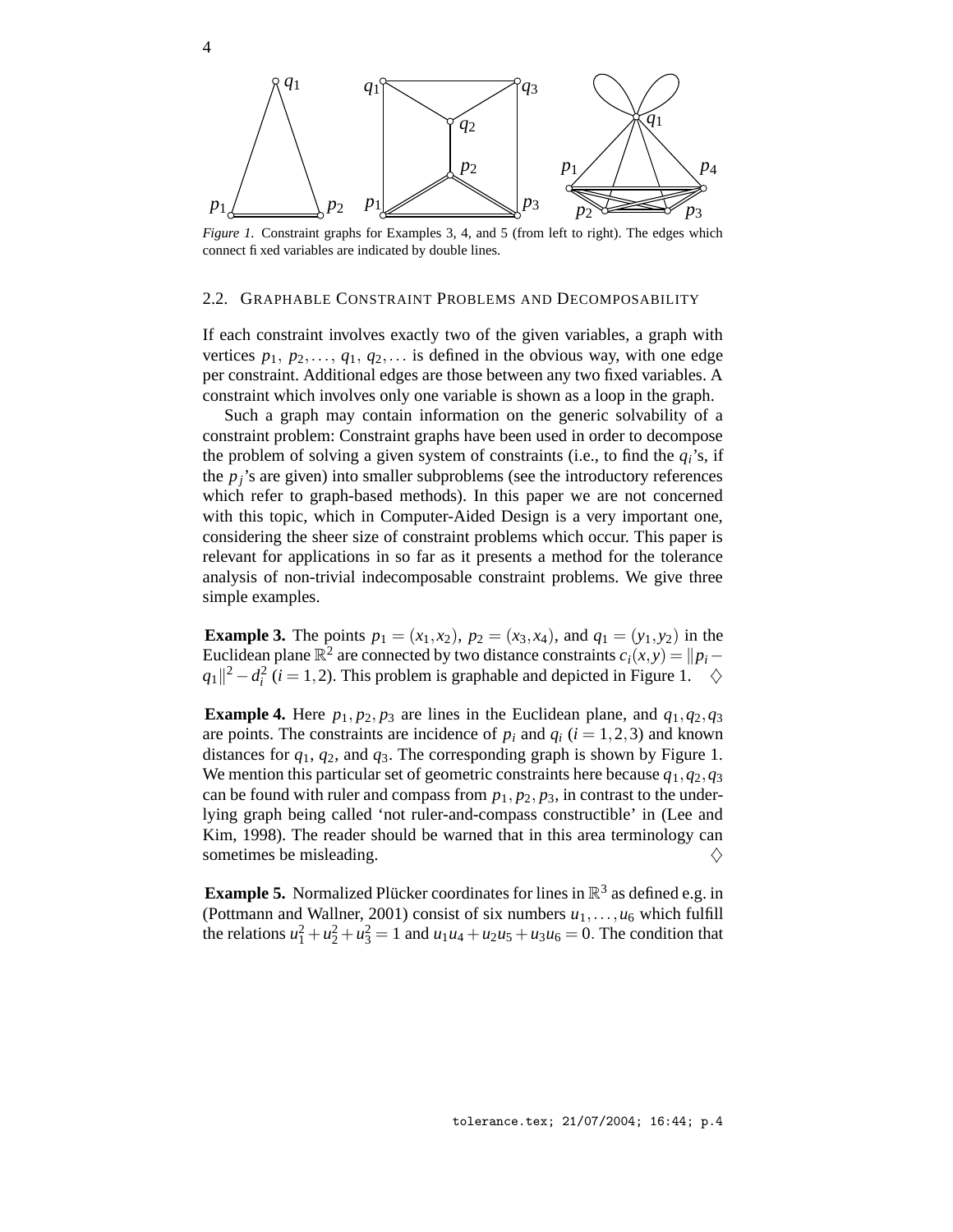q1

p1 p2

q1 q3

q2

p2

p1 p3

q1

p1 p4

p2 p3

*Figure 1.* Constraint graphs for Examples 3, 4, and 5 (from left to right). The edges which connect fixed variables are indicated by double lines.

## 2.2. Graphable Constraint Problems and Decomposability

If each constraint involves exactly two of the given variables, a graph with vertices $p_1, p_2, \ldots, q_1, q_2, \ldots$ is defined in the obvious way, with one edge per constraint. Additional edges are those between any two fixed variables. A constraint which involves only one variable is shown as a loop in the graph.

Such a graph may contain information on the generic solvability of a constraint problem: Constraint graphs have been used in order to decompose the problem of solving a given system of constraints (i.e., to find the $q_i$'s, if the $p_j$'s are given) into smaller subproblems (see the introductory references which refer to graph-based methods). In this paper we are not concerned with this topic, which in Computer-Aided Design is a very important one, considering the sheer size of constraint problems which occur. This paper is relevant for applications in so far as it presents a method for the tolerance analysis of non-trivial indecomposable constraint problems. We give three simple examples.

**Example 3.** The points $p_1 = (x_1, x_2)$, $p_2 = (x_3, x_4)$, and $q_1 = (y_1, y_2)$ in the Euclidean plane $\mathbb{R}^2$ are connected by two distance constraints $c_i(x, y) = \|p_i - q_1\|^2 - d_i^2$ $(i = 1, 2)$. This problem is graphable and depicted in Figure 1. $\diamondsuit$

**Example 4.** Here $p_1, p_2, p_3$ are lines in the Euclidean plane, and $q_1, q_2, q_3$ are points. The constraints are incidence of $p_i$ and $q_i$ $(i = 1, 2, 3)$ and known distances for $q_1$, $q_2$, and $q_3$. The corresponding graph is shown by Figure 1. We mention this particular set of geometric constraints here because $q_1, q_2, q_3$ can be found with ruler and compass from $p_1, p_2, p_3$, in contrast to the underlying graph being called 'not ruler-and-compass constructible' in (Lee and Kim, 1998). The reader should be warned that in this area terminology can sometimes be misleading. $\diamondsuit$

**Example 5.** Normalized Plücker coordinates for lines in $\mathbb{R}^3$ as defined e.g. in (Pottmann and Wallner, 2001) consist of six numbers $u_1, \ldots, u_6$ which fulfill the relations $u_1^2 + u_2^2 + u_3^2 = 1$ and $u_1u_4 + u_2u_5 + u_3u_6 = 0$. The condition that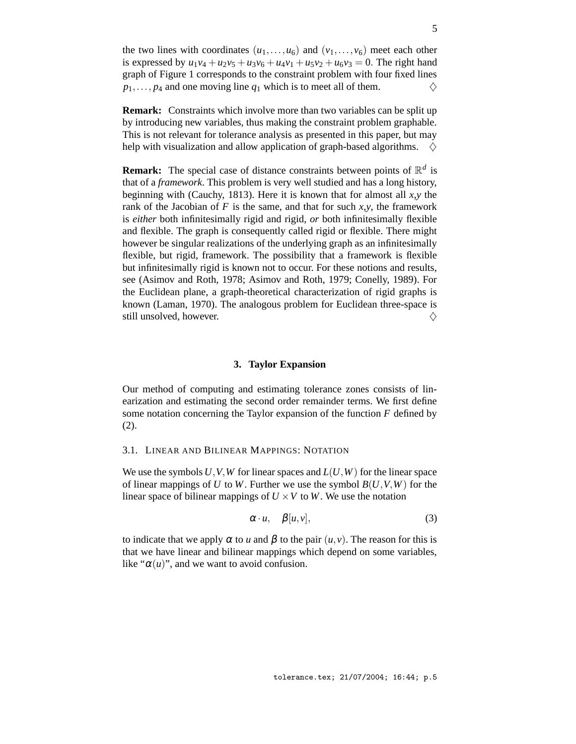the two lines with coordinates $(u_1,\dots,u_6)$ and $(v_1,\dots,v_6)$ meet each other is expressed by $u_1v_4 + u_2v_5 + u_3v_6 + u_4v_1 + u_5v_2 + u_6v_3 = 0$. The right hand graph of Figure 1 corresponds to the constraint problem with four fixed lines $p_1,\dots,p_4$ and one moving line $q_1$ which is to meet all of them. $\diamondsuit$

**Remark:** Constraints which involve more than two variables can be split up by introducing new variables, thus making the constraint problem graphable. This is not relevant for tolerance analysis as presented in this paper, but may help with visualization and allow application of graph-based algorithms. $\diamondsuit$

**Remark:** The special case of distance constraints between points of $\mathbb{R}^d$ is that of a *framework*. This problem is very well studied and has a long history, beginning with (Cauchy, 1813). Here it is known that for almost all $x$,$y$ the rank of the Jacobian of $F$ is the same, and that for such $x$,$y$, the framework is *either* both infinitesimally rigid and rigid, *or* both infinitesimally flexible and flexible. The graph is consequently called rigid or flexible. There might however be singular realizations of the underlying graph as an infinitesimally flexible, but rigid, framework. The possibility that a framework is flexible but infinitesimally rigid is known not to occur. For these notions and results, see (Asimov and Roth, 1978; Asimov and Roth, 1979; Conelly, 1989). For the Euclidean plane, a graph-theoretical characterization of rigid graphs is known (Laman, 1970). The analogous problem for Euclidean three-space is still unsolved, however. $\diamondsuit$

## 3. Taylor Expansion

Our method of computing and estimating tolerance zones consists of linearization and estimating the second order remainder terms. We first define some notation concerning the Taylor expansion of the function $F$ defined by (2).

### 3.1. Linear and Bilinear Mappings: Notation

We use the symbols $U,V,W$ for linear spaces and $L(U,W)$ for the linear space of linear mappings of $U$ to $W$. Further we use the symbol $B(U,V,W)$ for the linear space of bilinear mappings of $U \times V$ to $W$. We use the notation

$$\alpha \cdot u, \quad \beta[u,v], \tag{3}$$

to indicate that we apply $\alpha$ to $u$ and $\beta$ to the pair $(u,v)$. The reason for this is that we have linear and bilinear mappings which depend on some variables, like "$\alpha(u)$", and we want to avoid confusion.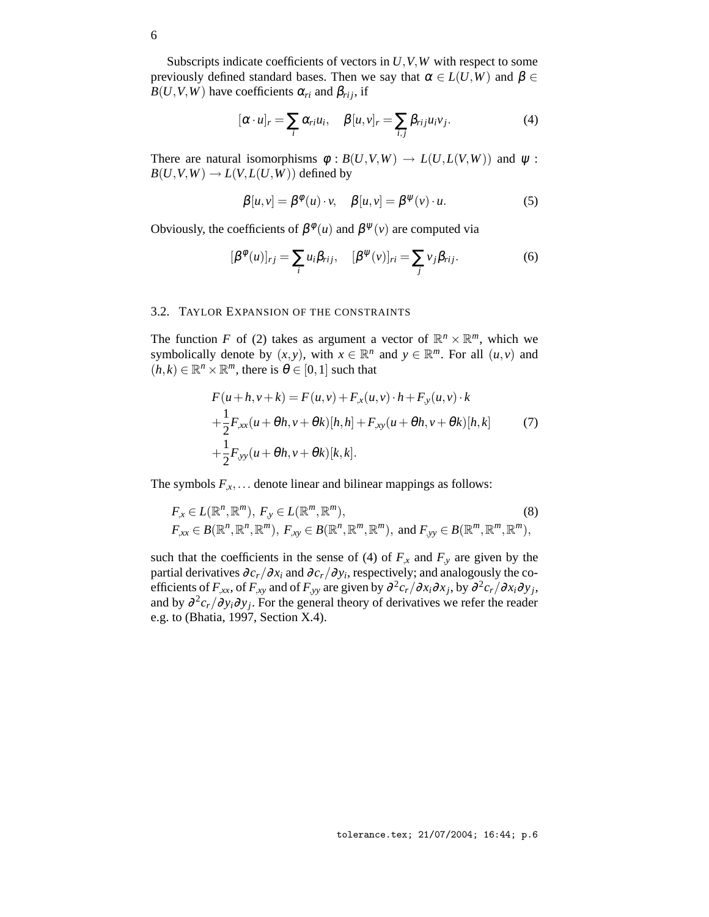Subscripts indicate coefficients of vectors in $U,V,W$ with respect to some previously defined standard bases. Then we say that $\alpha \in L(U,W)$ and $\beta \in B(U,V,W)$ have coefficients $\alpha_{ri}$ and $\beta_{rij}$, if

$$[\alpha \cdot u]_r = \sum_i \alpha_{ri} u_i, \quad \beta[u,v]_r = \sum_{i,j} \beta_{rij} u_i v_j. \tag{4}$$

There are natural isomorphisms $\varphi : B(U,V,W) \to L(U,L(V,W))$ and $\psi : B(U,V,W) \to L(V,L(U,W))$ defined by

$$\beta[u,v] = \beta^{\varphi}(u) \cdot v, \quad \beta[u,v] = \beta^{\psi}(v) \cdot u. \tag{5}$$

Obviously, the coefficients of $\beta^{\varphi}(u)$ and $\beta^{\psi}(v)$ are computed via

$$[\beta^{\varphi}(u)]_{rj} = \sum_i u_i \beta_{rij}, \quad [\beta^{\psi}(v)]_{ri} = \sum_j v_j \beta_{rij}. \tag{6}$$

## 3.2. Taylor Expansion of the constraints

The function $F$ of (2) takes as argument a vector of $\mathbb{R}^n \times \mathbb{R}^m$, which we symbolically denote by $(x,y)$, with $x \in \mathbb{R}^n$ and $y \in \mathbb{R}^m$. For all $(u,v)$ and $(h,k) \in \mathbb{R}^n \times \mathbb{R}^m$, there is $\theta \in [0,1]$ such that

$$\begin{aligned}
&F(u+h, v+k) = F(u,v) + F_{,x}(u,v) \cdot h + F_{,y}(u,v) \cdot k \\
&+ \frac{1}{2} F_{,xx}(u+\theta h, v+\theta k)[h,h] + F_{,xy}(u+\theta h, v+\theta k)[h,k] \\
&+ \frac{1}{2} F_{,yy}(u+\theta h, v+\theta k)[k,k].
\end{aligned} \tag{7}$$

The symbols $F_{,x}, \ldots$ denote linear and bilinear mappings as follows:

$$\begin{aligned}
&F_{,x} \in L(\mathbb{R}^n, \mathbb{R}^m),\ F_{,y} \in L(\mathbb{R}^m, \mathbb{R}^m), \\
&F_{,xx} \in B(\mathbb{R}^n, \mathbb{R}^n, \mathbb{R}^m),\ F_{,xy} \in B(\mathbb{R}^n, \mathbb{R}^m, \mathbb{R}^m),\ \text{and } F_{,yy} \in B(\mathbb{R}^m, \mathbb{R}^m, \mathbb{R}^m),
\end{aligned} \tag{8}$$

such that the coefficients in the sense of (4) of $F_{,x}$ and $F_{,y}$ are given by the partial derivatives $\partial c_r / \partial x_i$ and $\partial c_r / \partial y_i$, respectively; and analogously the coefficients of $F_{,xx}$, of $F_{,xy}$ and of $F_{,yy}$ are given by $\partial^2 c_r / \partial x_i \partial x_j$, by $\partial^2 c_r / \partial x_i \partial y_j$, and by $\partial^2 c_r / \partial y_i \partial y_j$. For the general theory of derivatives we refer the reader e.g. to (Bhatia, 1997, Section X.4).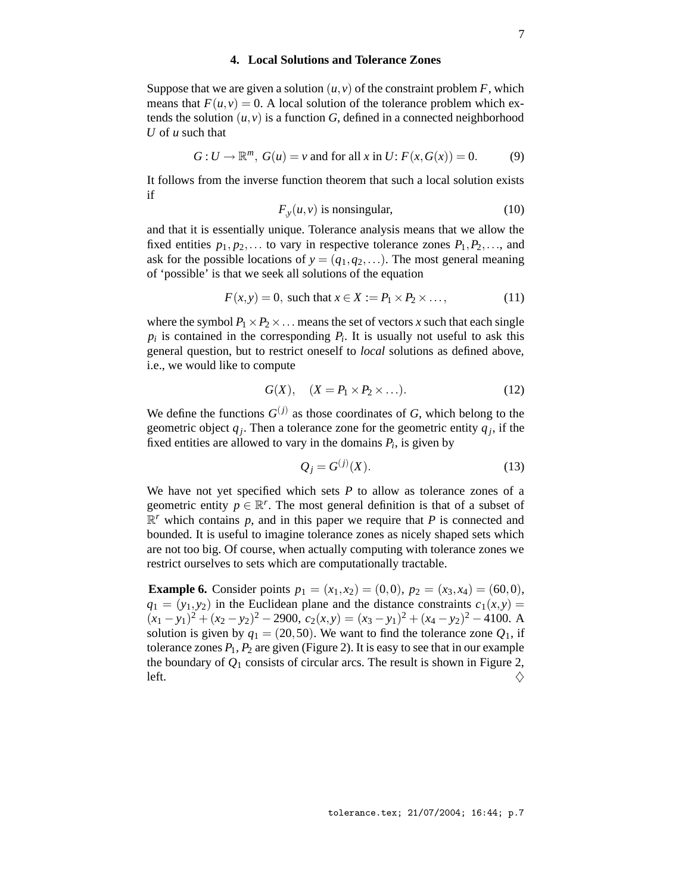## 4. Local Solutions and Tolerance Zones

Suppose that we are given a solution $(u,v)$ of the constraint problem $F$, which means that $F(u,v) = 0$. A local solution of the tolerance problem which extends the solution $(u,v)$ is a function $G$, defined in a connected neighborhood $U$ of $u$ such that

$$G : U \to \mathbb{R}^m,\ G(u) = v \text{ and for all } x \text{ in } U\text{: } F(x, G(x)) = 0. \tag{9}$$

It follows from the inverse function theorem that such a local solution exists if

$$F_y(u,v) \text{ is nonsingular,} \tag{10}$$

and that it is essentially unique. Tolerance analysis means that we allow the fixed entities $p_1, p_2, \ldots$ to vary in respective tolerance zones $P_1, P_2, \ldots$, and ask for the possible locations of $y = (q_1, q_2, \ldots)$. The most general meaning of 'possible' is that we seek all solutions of the equation

$$F(x,y) = 0, \text{ such that } x \in X := P_1 \times P_2 \times \ldots, \tag{11}$$

where the symbol $P_1 \times P_2 \times \ldots$ means the set of vectors $x$ such that each single $p_i$ is contained in the corresponding $P_i$. It is usually not useful to ask this general question, but to restrict oneself to *local* solutions as defined above, i.e., we would like to compute

$$G(X), \quad (X = P_1 \times P_2 \times \ldots). \tag{12}$$

We define the functions $G^{(j)}$ as those coordinates of $G$, which belong to the geometric object $q_j$. Then a tolerance zone for the geometric entity $q_j$, if the fixed entities are allowed to vary in the domains $P_i$, is given by

$$Q_j = G^{(j)}(X). \tag{13}$$

We have not yet specified which sets $P$ to allow as tolerance zones of a geometric entity $p \in \mathbb{R}^r$. The most general definition is that of a subset of $\mathbb{R}^r$ which contains $p$, and in this paper we require that $P$ is connected and bounded. It is useful to imagine tolerance zones as nicely shaped sets which are not too big. Of course, when actually computing with tolerance zones we restrict ourselves to sets which are computationally tractable.

**Example 6.** Consider points $p_1 = (x_1, x_2) = (0,0)$, $p_2 = (x_3, x_4) = (60,0)$, $q_1 = (y_1, y_2)$ in the Euclidean plane and the distance constraints $c_1(x,y) = (x_1 - y_1)^2 + (x_2 - y_2)^2 - 2900$, $c_2(x,y) = (x_3 - y_1)^2 + (x_4 - y_2)^2 - 4100$. A solution is given by $q_1 = (20,50)$. We want to find the tolerance zone $Q_1$, if tolerance zones $P_1, P_2$ are given (Figure 2). It is easy to see that in our example the boundary of $Q_1$ consists of circular arcs. The result is shown in Figure 2, left. ♢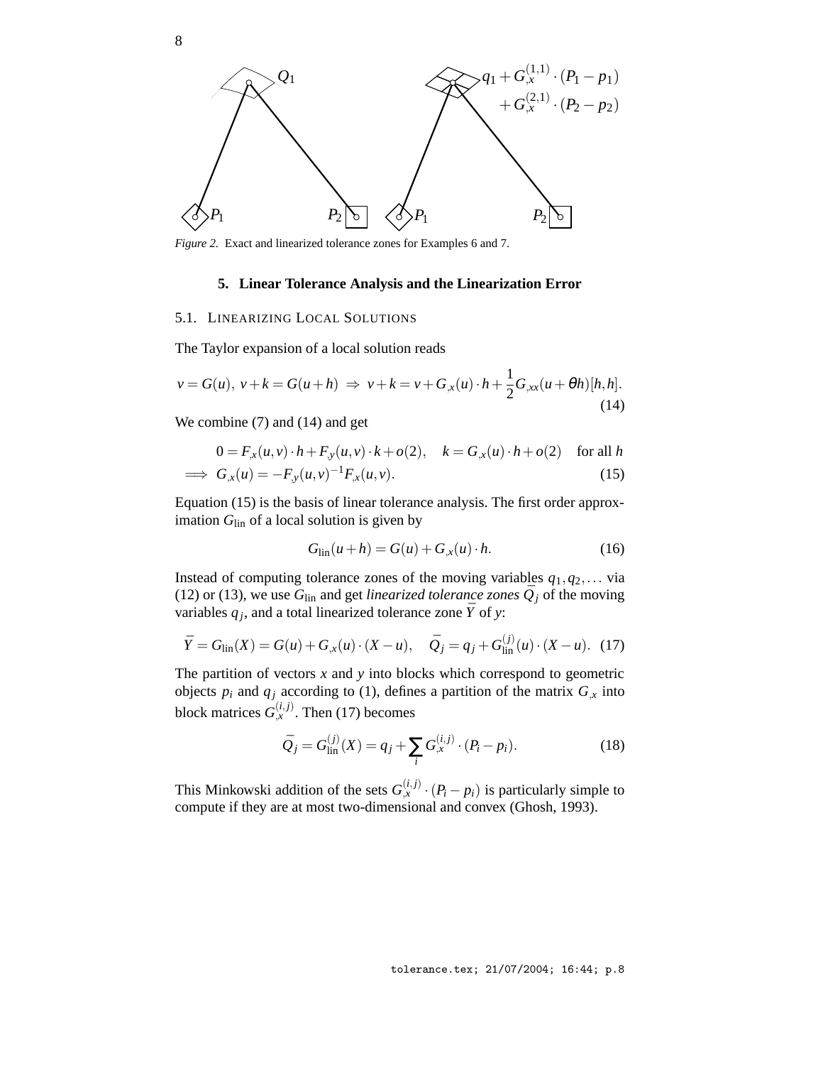$Q_1$

$q_1 + G_{,x}^{(1,1)} \cdot (P_1 - p_1)$
$+ G_{,x}^{(2,1)} \cdot (P_2 - p_2)$

$P_1$ $P_2$ $P_1$ $P_2$

*Figure 2.* Exact and linearized tolerance zones for Examples 6 and 7.

## 5. Linear Tolerance Analysis and the Linearization Error

### 5.1. Linearizing Local Solutions

The Taylor expansion of a local solution reads

$$v = G(u),\ v + k = G(u+h) \ \Rightarrow\ v + k = v + G_{,x}(u) \cdot h + \frac{1}{2} G_{,xx}(u + \theta h)[h,h]. \tag{14}$$

We combine (7) and (14) and get

$$\begin{aligned} & 0 = F_{,x}(u,v) \cdot h + F_{,y}(u,v) \cdot k + o(2), \quad k = G_{,x}(u) \cdot h + o(2) \quad \text{for all } h \\ \Longrightarrow\ & G_{,x}(u) = -F_{,y}(u,v)^{-1} F_{,x}(u,v). \end{aligned} \tag{15}$$

Equation (15) is the basis of linear tolerance analysis. The first order approximation $G_{\text{lin}}$ of a local solution is given by

$$G_{\text{lin}}(u+h) = G(u) + G_{,x}(u) \cdot h. \tag{16}$$

Instead of computing tolerance zones of the moving variables $q_1, q_2, \ldots$ via (12) or (13), we use $G_{\text{lin}}$ and get *linearized tolerance zones* $\bar{Q}_j$ of the moving variables $q_j$, and a total linearized tolerance zone $\bar{Y}$ of $y$:

$$\bar{Y} = G_{\text{lin}}(X) = G(u) + G_{,x}(u) \cdot (X - u), \quad \bar{Q}_j = q_j + G_{\text{lin}}^{(j)}(u) \cdot (X - u). \tag{17}$$

The partition of vectors $x$ and $y$ into blocks which correspond to geometric objects $p_i$ and $q_j$ according to (1), defines a partition of the matrix $G_{,x}$ into block matrices $G_{,x}^{(i,j)}$. Then (17) becomes

$$\bar{Q}_j = G_{\text{lin}}^{(j)}(X) = q_j + \sum_i G_{,x}^{(i,j)} \cdot (P_i - p_i). \tag{18}$$

This Minkowski addition of the sets $G_{,x}^{(i,j)} \cdot (P_i - p_i)$ is particularly simple to compute if they are at most two-dimensional and convex (Ghosh, 1993).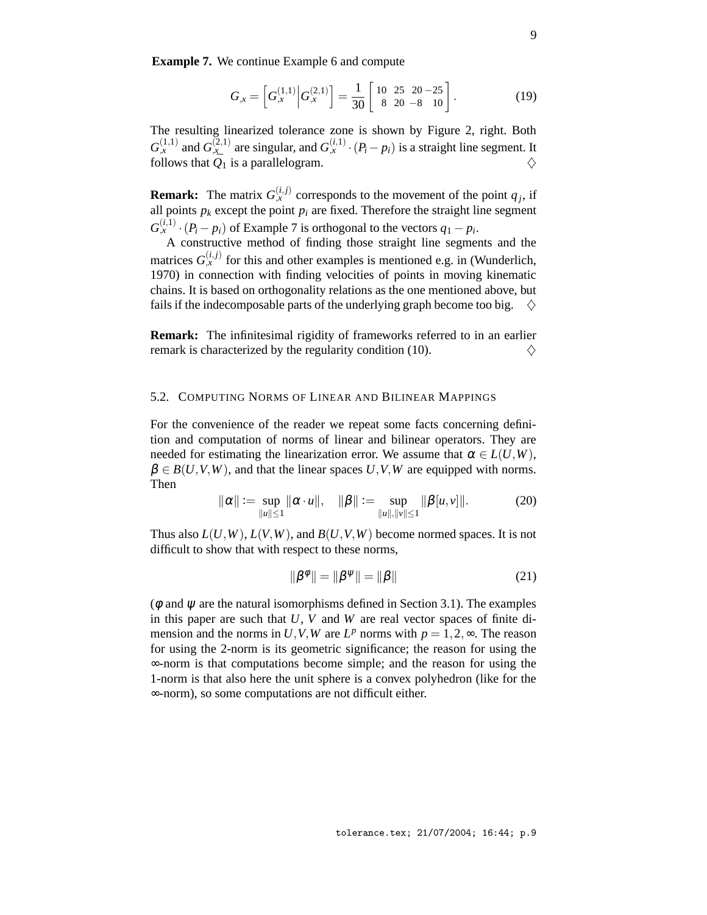**Example 7.** We continue Example 6 and compute

$$G_{,x} = \left[ G_{,x}^{(1,1)} \middle| G_{,x}^{(2,1)} \right] = \frac{1}{30} \begin{bmatrix} 10 & 25 & 20 & -25 \\ 8 & 20 & -8 & 10 \end{bmatrix}. \tag{19}$$

The resulting linearized tolerance zone is shown by Figure 2, right. Both $G_{,x}^{(1,1)}$ and $G_{,x}^{(2,1)}$ are singular, and $G_{,x}^{(i,1)} \cdot (P_i - p_i)$ is a straight line segment. It follows that $Q_1$ is a parallelogram. ♢

**Remark:** The matrix $G_{,x}^{(i,j)}$ corresponds to the movement of the point $q_j$, if all points $p_k$ except the point $p_i$ are fixed. Therefore the straight line segment $G_{,x}^{(i,1)} \cdot (P_i - p_i)$ of Example 7 is orthogonal to the vectors $q_1 - p_i$.

A constructive method of finding those straight line segments and the matrices $G_{,x}^{(i,j)}$ for this and other examples is mentioned e.g. in (Wunderlich, 1970) in connection with finding velocities of points in moving kinematic chains. It is based on orthogonality relations as the one mentioned above, but fails if the indecomposable parts of the underlying graph become too big. ♢

**Remark:** The infinitesimal rigidity of frameworks referred to in an earlier remark is characterized by the regularity condition (10). ♢

### 5.2. Computing Norms of Linear and Bilinear Mappings

For the convenience of the reader we repeat some facts concerning definition and computation of norms of linear and bilinear operators. They are needed for estimating the linearization error. We assume that $\alpha \in L(U,W)$, $\beta \in B(U,V,W)$, and that the linear spaces $U, V, W$ are equipped with norms. Then

$$\|\alpha\| := \sup_{\|u\| \leq 1} \|\alpha \cdot u\|, \quad \|\beta\| := \sup_{\|u\|, \|v\| \leq 1} \|\beta[u,v]\|. \tag{20}$$

Thus also $L(U,W)$, $L(V,W)$, and $B(U,V,W)$ become normed spaces. It is not difficult to show that with respect to these norms,

$$\|\beta^{\varphi}\| = \|\beta^{\psi}\| = \|\beta\| \tag{21}$$

($\varphi$ and $\psi$ are the natural isomorphisms defined in Section 3.1). The examples in this paper are such that $U$, $V$ and $W$ are real vector spaces of finite dimension and the norms in $U, V, W$ are $L^p$ norms with $p = 1, 2, \infty$. The reason for using the 2-norm is its geometric significance; the reason for using the $\infty$-norm is that computations become simple; and the reason for using the 1-norm is that also here the unit sphere is a convex polyhedron (like for the $\infty$-norm), so some computations are not difficult either.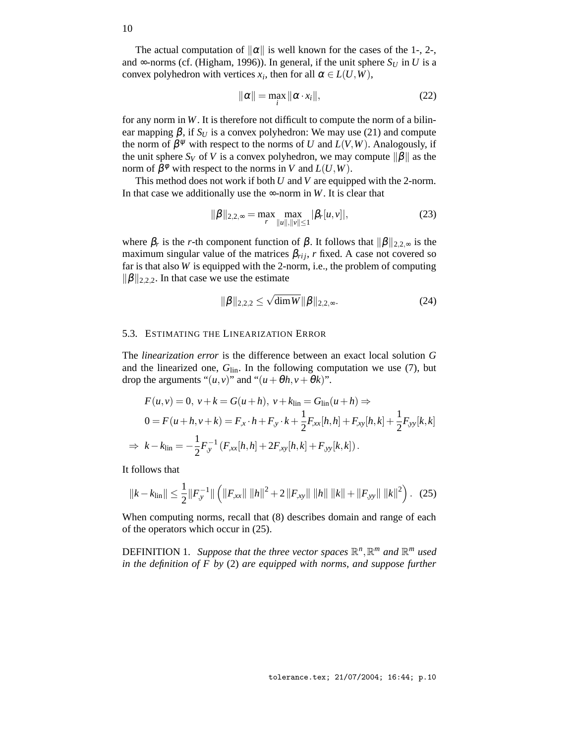The actual computation of $\|\alpha\|$ is well known for the cases of the 1-, 2-, and $\infty$-norms (cf. (Higham, 1996)). In general, if the unit sphere $S_U$ in $U$ is a convex polyhedron with vertices $x_i$, then for all $\alpha \in L(U,W)$,

$$\|\alpha\| = \max_i \|\alpha \cdot x_i\|, \tag{22}$$

for any norm in $W$. It is therefore not difficult to compute the norm of a bilinear mapping $\beta$, if $S_U$ is a convex polyhedron: We may use (21) and compute the norm of $\beta^\psi$ with respect to the norms of $U$ and $L(V,W)$. Analogously, if the unit sphere $S_V$ of $V$ is a convex polyhedron, we may compute $\|\beta\|$ as the norm of $\beta^\varphi$ with respect to the norms in $V$ and $L(U,W)$.

This method does not work if both $U$ and $V$ are equipped with the 2-norm. In that case we additionally use the $\infty$-norm in $W$. It is clear that

$$\|\beta\|_{2,2,\infty} = \max_r \max_{\|u\|,\|v\|\leq 1} |\beta_r[u,v]|, \tag{23}$$

where $\beta_r$ is the $r$-th component function of $\beta$. It follows that $\|\beta\|_{2,2,\infty}$ is the maximum singular value of the matrices $\beta_{rij}$, $r$ fixed. A case not covered so far is that also $W$ is equipped with the 2-norm, i.e., the problem of computing $\|\beta\|_{2,2,2}$. In that case we use the estimate

$$\|\beta\|_{2,2,2} \leq \sqrt{\dim W}\|\beta\|_{2,2,\infty}. \tag{24}$$

## 5.3. Estimating the Linearization Error

The *linearization error* is the difference between an exact local solution $G$ and the linearized one, $G_{\text{lin}}$. In the following computation we use (7), but drop the arguments "$(u,v)$" and "$(u+\theta h, v+\theta k)$".

$$
\begin{aligned}
&F(u,v) = 0,\ v+k = G(u+h),\ v+k_{\text{lin}} = G_{\text{lin}}(u+h) \Rightarrow \\
&0 = F(u+h, v+k) = F_{,x}\cdot h + F_{,y}\cdot k + \frac{1}{2}F_{,xx}[h,h] + F_{,xy}[h,k] + \frac{1}{2}F_{,yy}[k,k] \\
\Rightarrow\ & k - k_{\text{lin}} = -\frac{1}{2}F_{,y}^{-1}\left(F_{,xx}[h,h] + 2F_{,xy}[h,k] + F_{,yy}[k,k]\right).
\end{aligned}
$$

It follows that

$$\|k - k_{\text{lin}}\| \leq \frac{1}{2}\|F_{,y}^{-1}\|\left(\|F_{,xx}\|\,\|h\|^2 + 2\,\|F_{,xy}\|\,\|h\|\,\|k\| + \|F_{,yy}\|\,\|k\|^2\right). \tag{25}$$

When computing norms, recall that (8) describes domain and range of each of the operators which occur in (25).

DEFINITION 1. *Suppose that the three vector spaces $\mathbb{R}^n, \mathbb{R}^m$ and $\mathbb{R}^m$ used in the definition of $F$ by* (2) *are equipped with norms, and suppose further*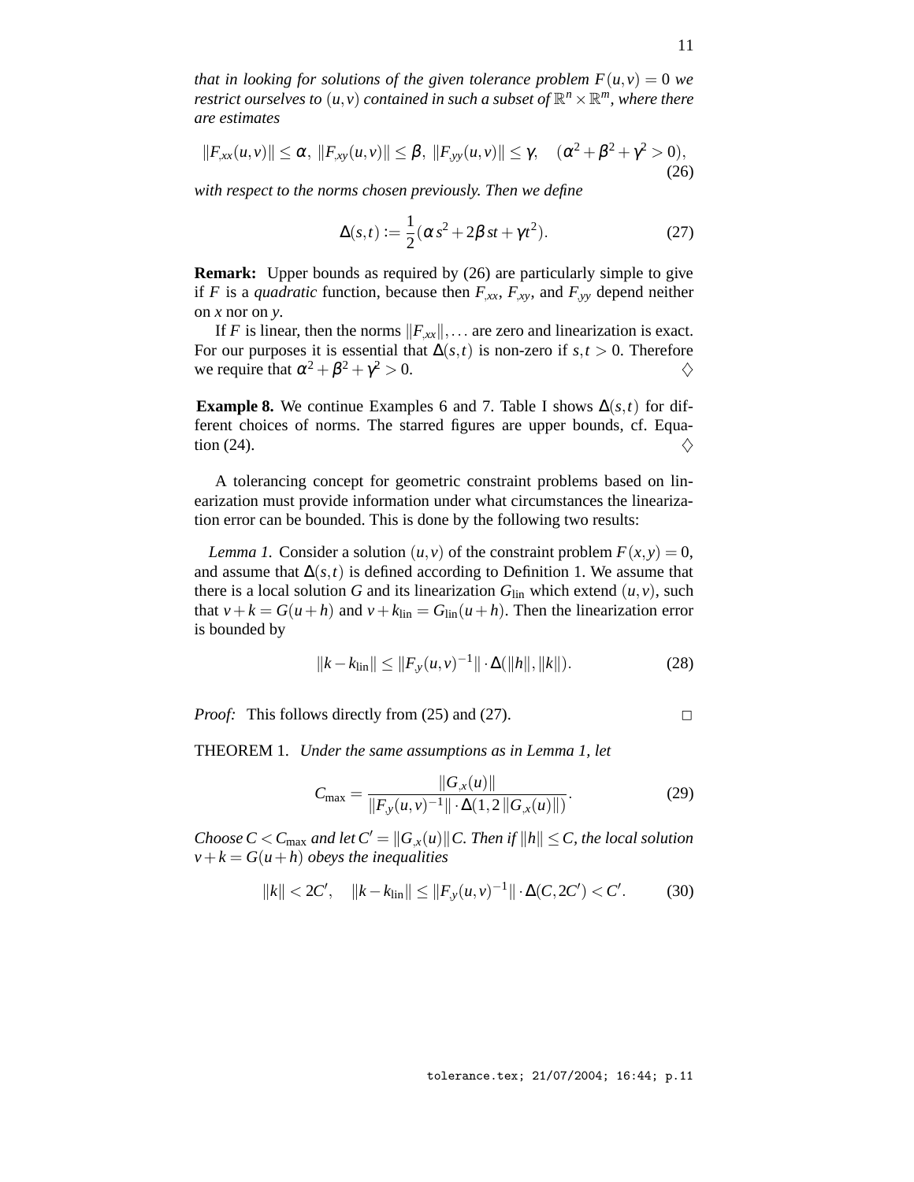*that in looking for solutions of the given tolerance problem $F(u,v) = 0$ we restrict ourselves to $(u,v)$ contained in such a subset of $\mathbb{R}^n \times \mathbb{R}^m$, where there are estimates*

$$\|F_{,xx}(u,v)\| \leq \alpha,\ \|F_{,xy}(u,v)\| \leq \beta,\ \|F_{,yy}(u,v)\| \leq \gamma, \quad (\alpha^2+\beta^2+\gamma^2 > 0), \tag{26}$$

*with respect to the norms chosen previously. Then we define*

$$\Delta(s,t) := \frac{1}{2}(\alpha s^2 + 2\beta st + \gamma t^2). \tag{27}$$

**Remark:** Upper bounds as required by (26) are particularly simple to give if $F$ is a *quadratic* function, because then $F_{,xx}$, $F_{,xy}$, and $F_{,yy}$ depend neither on $x$ nor on $y$.

If $F$ is linear, then the norms $\|F_{,xx}\|, \ldots$ are zero and linearization is exact. For our purposes it is essential that $\Delta(s,t)$ is non-zero if $s,t > 0$. Therefore we require that $\alpha^2+\beta^2+\gamma^2 > 0$. ♢

**Example 8.** We continue Examples 6 and 7. Table I shows $\Delta(s,t)$ for different choices of norms. The starred figures are upper bounds, cf. Equation (24). ♢

A tolerancing concept for geometric constraint problems based on linearization must provide information under what circumstances the linearization error can be bounded. This is done by the following two results:

*Lemma 1.* Consider a solution $(u,v)$ of the constraint problem $F(x,y) = 0$, and assume that $\Delta(s,t)$ is defined according to Definition 1. We assume that there is a local solution $G$ and its linearization $G_{\text{lin}}$ which extend $(u,v)$, such that $v+k = G(u+h)$ and $v+k_{\text{lin}} = G_{\text{lin}}(u+h)$. Then the linearization error is bounded by

$$\|k - k_{\text{lin}}\| \leq \|F_{,y}(u,v)^{-1}\| \cdot \Delta(\|h\|, \|k\|). \tag{28}$$

*Proof:* This follows directly from (25) and (27). □

THEOREM 1. *Under the same assumptions as in Lemma 1, let*

$$C_{\max} = \frac{\|G_{,x}(u)\|}{\|F_{,y}(u,v)^{-1}\| \cdot \Delta(1, 2\,\|G_{,x}(u)\|)}. \tag{29}$$

*Choose $C < C_{\max}$ and let $C' = \|G_{,x}(u)\| C$. Then if $\|h\| \leq C$, the local solution $v+k = G(u+h)$ obeys the inequalities*

$$\|k\| < 2C', \quad \|k - k_{\text{lin}}\| \leq \|F_{,y}(u,v)^{-1}\| \cdot \Delta(C, 2C') < C'. \tag{30}$$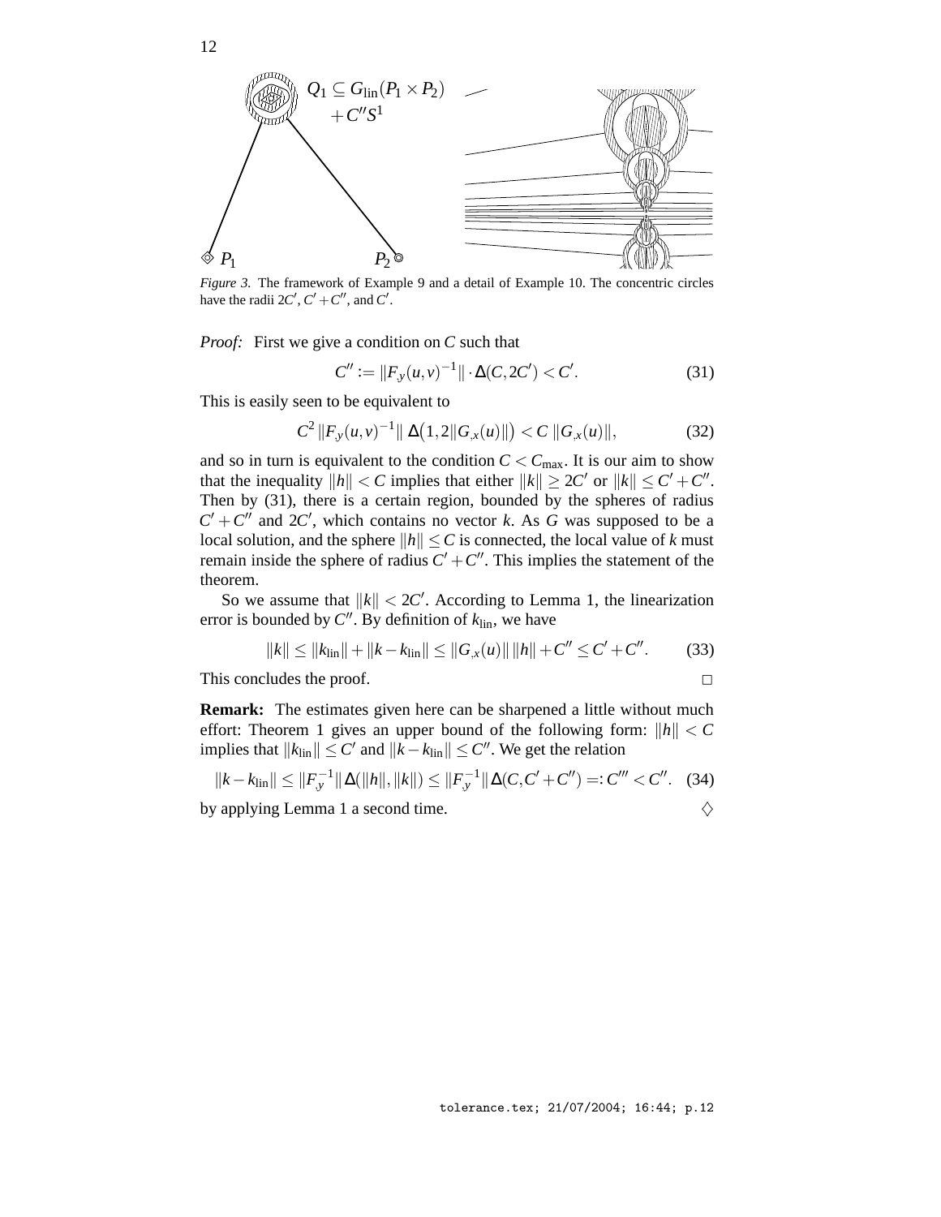$Q_1 \subseteq G_{\rm lin}(P_1 \times P_2)$
$+C''S^1$

$P_1$

$P_2$

*Figure 3.* The framework of Example 9 and a detail of Example 10. The concentric circles have the radii $2C'$, $C'+C''$, and $C'$.

*Proof:* First we give a condition on $C$ such that

$$C'' := \|F_{,y}(u,v)^{-1}\| \cdot \Delta(C, 2C') < C'. \tag{31}$$

This is easily seen to be equivalent to

$$C^2 \|F_{,y}(u,v)^{-1}\| \, \Delta\big(1, 2\|G_{,x}(u)\|\big) < C \, \|G_{,x}(u)\|, \tag{32}$$

and so in turn is equivalent to the condition $C < C_{\max}$. It is our aim to show that the inequality $\|h\| < C$ implies that either $\|k\| \geq 2C'$ or $\|k\| \leq C' + C''$. Then by (31), there is a certain region, bounded by the spheres of radius $C' + C''$ and $2C'$, which contains no vector $k$. As $G$ was supposed to be a local solution, and the sphere $\|h\| \leq C$ is connected, the local value of $k$ must remain inside the sphere of radius $C' + C''$. This implies the statement of the theorem.

So we assume that $\|k\| < 2C'$. According to Lemma 1, the linearization error is bounded by $C''$. By definition of $k_{\rm lin}$, we have

$$\|k\| \leq \|k_{\rm lin}\| + \|k - k_{\rm lin}\| \leq \|G_{,x}(u)\| \, \|h\| + C'' \leq C' + C''. \tag{33}$$

This concludes the proof. □

**Remark:** The estimates given here can be sharpened a little without much effort: Theorem 1 gives an upper bound of the following form: $\|h\| < C$ implies that $\|k_{\rm lin}\| \leq C'$ and $\|k - k_{\rm lin}\| \leq C''$. We get the relation

$$\|k - k_{\rm lin}\| \leq \|F_{,y}^{-1}\| \, \Delta(\|h\|, \|k\|) \leq \|F_{,y}^{-1}\| \, \Delta(C, C' + C'') =: C''' < C''. \tag{34}$$

by applying Lemma 1 a second time. ♢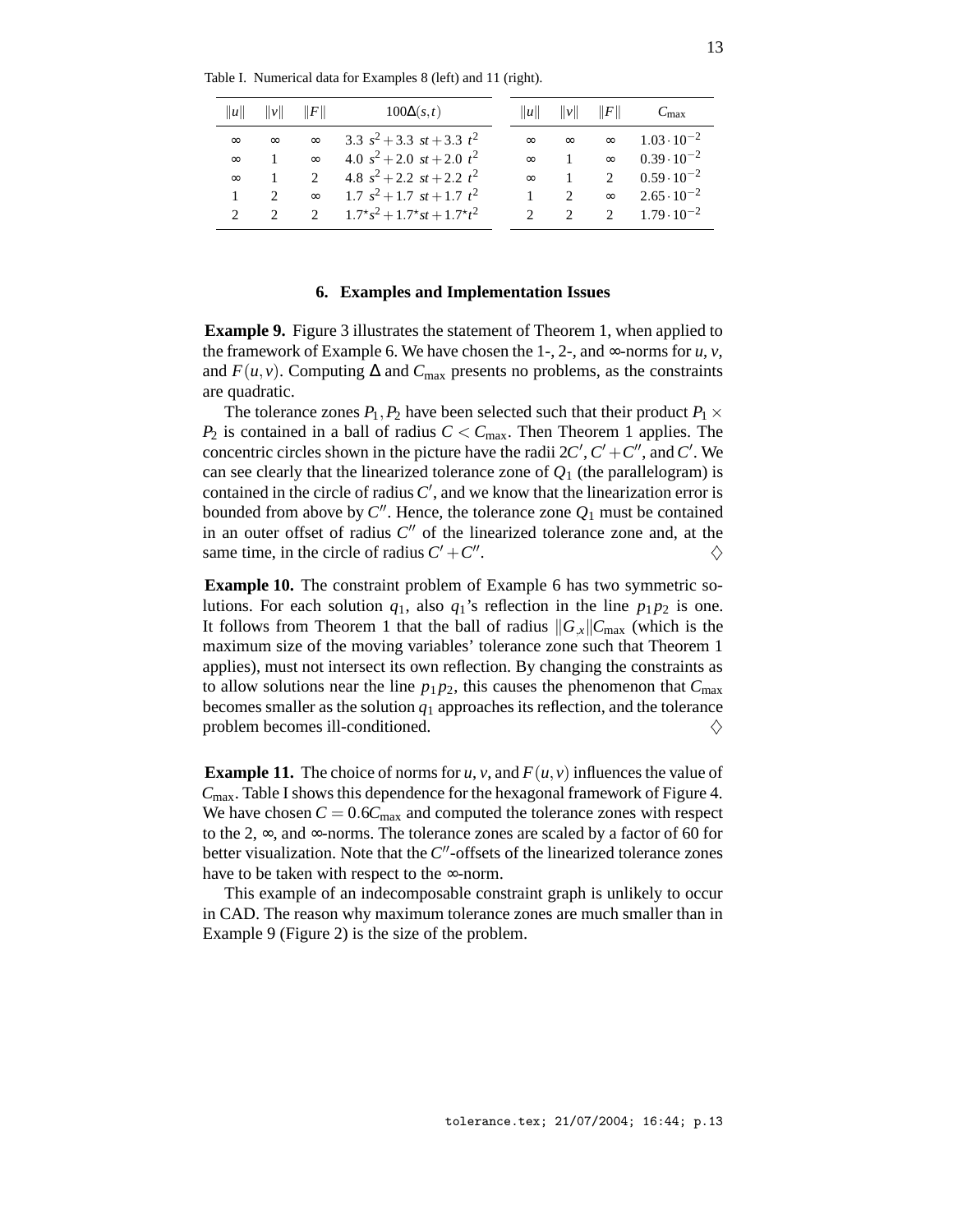Table I. Numerical data for Examples 8 (left) and 11 (right).

| $\|u\|$ | $\|v\|$ | $\|F\|$ | $100\Delta(s,t)$ |
|---|---|---|---|
| $\infty$ | $\infty$ | $\infty$ | $3.3\ s^2+3.3\ st+3.3\ t^2$ |
| $\infty$ | 1 | $\infty$ | $4.0\ s^2+2.0\ st+2.0\ t^2$ |
| $\infty$ | 1 | 2 | $4.8\ s^2+2.2\ st+2.2\ t^2$ |
| 1 | 2 | $\infty$ | $1.7\ s^2+1.7\ st+1.7\ t^2$ |
| 2 | 2 | 2 | $1.7^{\star}s^2+1.7^{\star}st+1.7^{\star}t^2$ |

| $\|u\|$ | $\|v\|$ | $\|F\|$ | $C_{\max}$ |
|---|---|---|---|
| $\infty$ | $\infty$ | $\infty$ | $1.03\cdot 10^{-2}$ |
| $\infty$ | 1 | $\infty$ | $0.39\cdot 10^{-2}$ |
| $\infty$ | 1 | 2 | $0.59\cdot 10^{-2}$ |
| 1 | 2 | $\infty$ | $2.65\cdot 10^{-2}$ |
| 2 | 2 | 2 | $1.79\cdot 10^{-2}$ |

## 6. Examples and Implementation Issues

**Example 9.** Figure 3 illustrates the statement of Theorem 1, when applied to the framework of Example 6. We have chosen the 1-, 2-, and $\infty$-norms for $u$, $v$, and $F(u,v)$. Computing $\Delta$ and $C_{\max}$ presents no problems, as the constraints are quadratic.

The tolerance zones $P_1, P_2$ have been selected such that their product $P_1 \times P_2$ is contained in a ball of radius $C < C_{\max}$. Then Theorem 1 applies. The concentric circles shown in the picture have the radii $2C'$, $C'+C''$, and $C'$. We can see clearly that the linearized tolerance zone of $Q_1$ (the parallelogram) is contained in the circle of radius $C'$, and we know that the linearization error is bounded from above by $C''$. Hence, the tolerance zone $Q_1$ must be contained in an outer offset of radius $C''$ of the linearized tolerance zone and, at the same time, in the circle of radius $C'+C''$. ♢

**Example 10.** The constraint problem of Example 6 has two symmetric solutions. For each solution $q_1$, also $q_1$'s reflection in the line $p_1p_2$ is one. It follows from Theorem 1 that the ball of radius $\|G_{,x}\|C_{\max}$ (which is the maximum size of the moving variables' tolerance zone such that Theorem 1 applies), must not intersect its own reflection. By changing the constraints as to allow solutions near the line $p_1p_2$, this causes the phenomenon that $C_{\max}$ becomes smaller as the solution $q_1$ approaches its reflection, and the tolerance problem becomes ill-conditioned. ♢

**Example 11.** The choice of norms for $u$, $v$, and $F(u,v)$ influences the value of $C_{\max}$. Table I shows this dependence for the hexagonal framework of Figure 4. We have chosen $C = 0.6C_{\max}$ and computed the tolerance zones with respect to the 2, $\infty$, and $\infty$-norms. The tolerance zones are scaled by a factor of 60 for better visualization. Note that the $C''$-offsets of the linearized tolerance zones have to be taken with respect to the $\infty$-norm.

This example of an indecomposable constraint graph is unlikely to occur in CAD. The reason why maximum tolerance zones are much smaller than in Example 9 (Figure 2) is the size of the problem.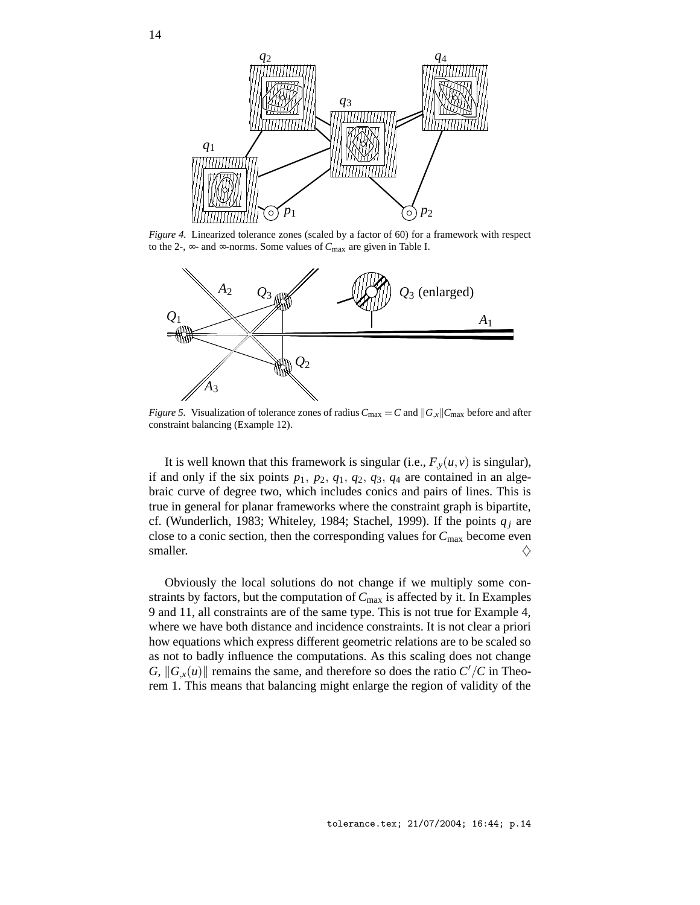*Figure 4.* Linearized tolerance zones (scaled by a factor of 60) for a framework with respect to the 2-, ∞- and ∞-norms. Some values of $C_{\max}$ are given in Table I.

*Figure 5.* Visualization of tolerance zones of radius $C_{\max} = C$ and $\|G_{,x}\|C_{\max}$ before and after constraint balancing (Example 12).

It is well known that this framework is singular (i.e., $F_{,y}(u,v)$ is singular), if and only if the six points $p_1$, $p_2$, $q_1$, $q_2$, $q_3$, $q_4$ are contained in an algebraic curve of degree two, which includes conics and pairs of lines. This is true in general for planar frameworks where the constraint graph is bipartite, cf. (Wunderlich, 1983; Whiteley, 1984; Stachel, 1999). If the points $q_j$ are close to a conic section, then the corresponding values for $C_{\max}$ become even smaller. ♢

Obviously the local solutions do not change if we multiply some constraints by factors, but the computation of $C_{\max}$ is affected by it. In Examples 9 and 11, all constraints are of the same type. This is not true for Example 4, where we have both distance and incidence constraints. It is not clear a priori how equations which express different geometric relations are to be scaled so as not to badly influence the computations. As this scaling does not change $G$, $\|G_{,x}(u)\|$ remains the same, and therefore so does the ratio $C'/C$ in Theorem 1. This means that balancing might enlarge the region of validity of the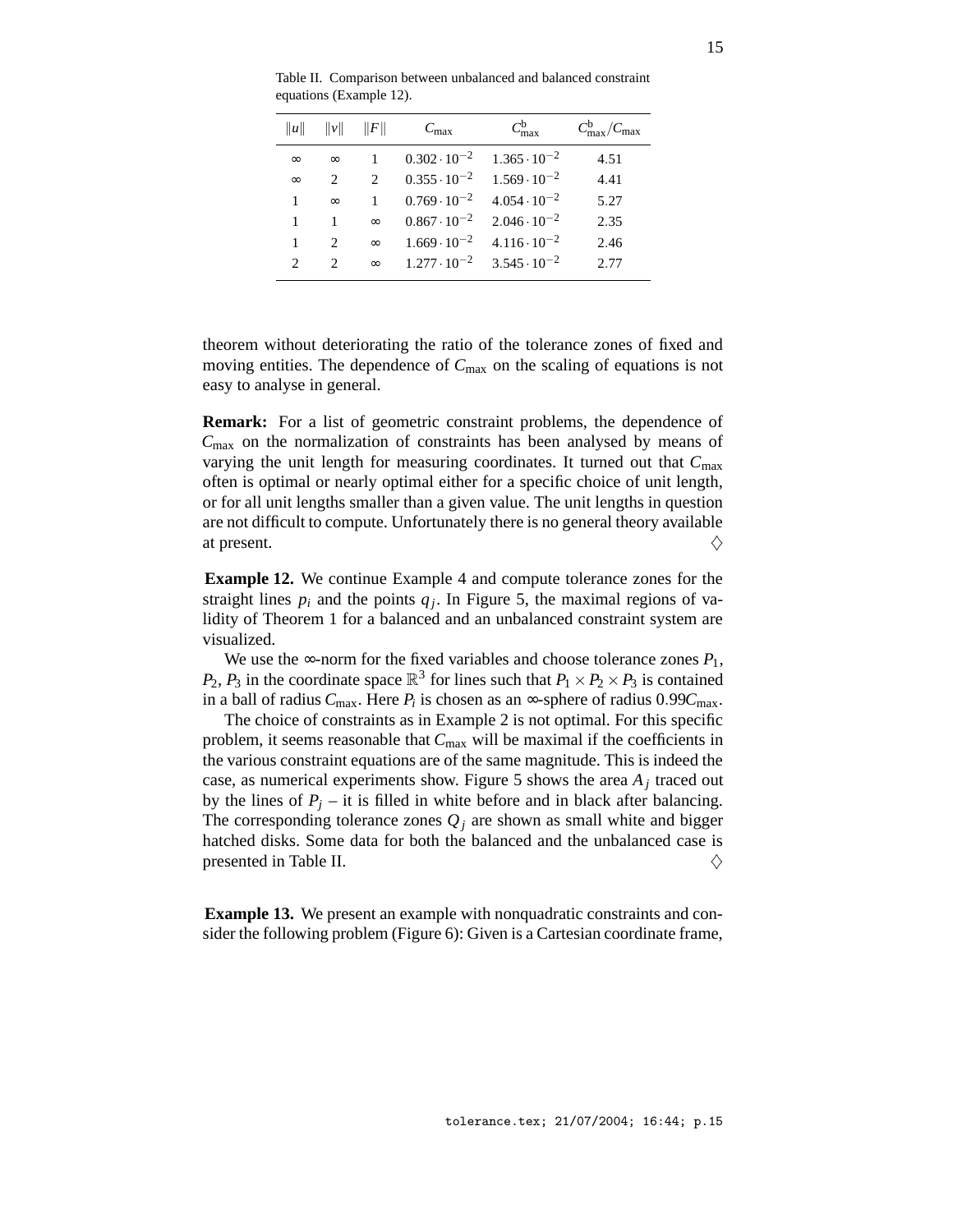Table II. Comparison between unbalanced and balanced constraint equations (Example 12).

| $\|u\|$ | $\|v\|$ | $\|F\|$ | $C_{\max}$ | $C^{\mathrm{b}}_{\max}$ | $C^{\mathrm{b}}_{\max}/C_{\max}$ |
|---|---|---|---|---|---|
| $\infty$ | $\infty$ | 1 | $0.302 \cdot 10^{-2}$ | $1.365 \cdot 10^{-2}$ | 4.51 |
| $\infty$ | 2 | 2 | $0.355 \cdot 10^{-2}$ | $1.569 \cdot 10^{-2}$ | 4.41 |
| 1 | $\infty$ | 1 | $0.769 \cdot 10^{-2}$ | $4.054 \cdot 10^{-2}$ | 5.27 |
| 1 | 1 | $\infty$ | $0.867 \cdot 10^{-2}$ | $2.046 \cdot 10^{-2}$ | 2.35 |
| 1 | 2 | $\infty$ | $1.669 \cdot 10^{-2}$ | $4.116 \cdot 10^{-2}$ | 2.46 |
| 2 | 2 | $\infty$ | $1.277 \cdot 10^{-2}$ | $3.545 \cdot 10^{-2}$ | 2.77 |

theorem without deteriorating the ratio of the tolerance zones of fixed and moving entities. The dependence of $C_{\max}$ on the scaling of equations is not easy to analyse in general.

**Remark:** For a list of geometric constraint problems, the dependence of $C_{\max}$ on the normalization of constraints has been analysed by means of varying the unit length for measuring coordinates. It turned out that $C_{\max}$ often is optimal or nearly optimal either for a specific choice of unit length, or for all unit lengths smaller than a given value. The unit lengths in question are not difficult to compute. Unfortunately there is no general theory available at present. ♢

**Example 12.** We continue Example 4 and compute tolerance zones for the straight lines $p_i$ and the points $q_j$. In Figure 5, the maximal regions of validity of Theorem 1 for a balanced and an unbalanced constraint system are visualized.

We use the $\infty$-norm for the fixed variables and choose tolerance zones $P_1$, $P_2$, $P_3$ in the coordinate space $\mathbb{R}^3$ for lines such that $P_1 \times P_2 \times P_3$ is contained in a ball of radius $C_{\max}$. Here $P_i$ is chosen as an $\infty$-sphere of radius $0.99C_{\max}$.

The choice of constraints as in Example 2 is not optimal. For this specific problem, it seems reasonable that $C_{\max}$ will be maximal if the coefficients in the various constraint equations are of the same magnitude. This is indeed the case, as numerical experiments show. Figure 5 shows the area $A_j$ traced out by the lines of $P_j$ – it is filled in white before and in black after balancing. The corresponding tolerance zones $Q_j$ are shown as small white and bigger hatched disks. Some data for both the balanced and the unbalanced case is presented in Table II. ♢

**Example 13.** We present an example with nonquadratic constraints and consider the following problem (Figure 6): Given is a Cartesian coordinate frame,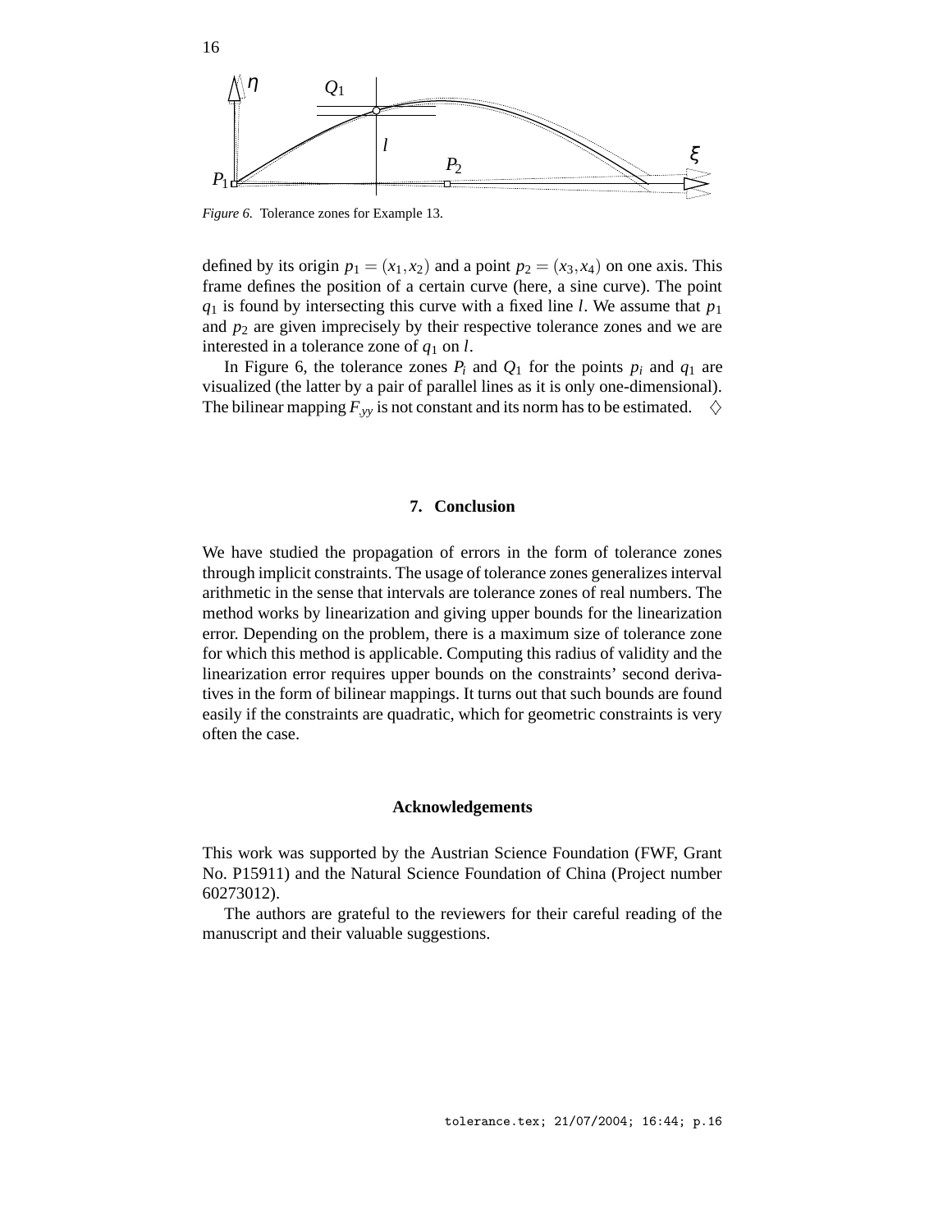η

$Q_1$

$l$

$P_2$

ξ

$P_1$

*Figure 6.* Tolerance zones for Example 13.

defined by its origin $p_1 = (x_1, x_2)$ and a point $p_2 = (x_3, x_4)$ on one axis. This frame defines the position of a certain curve (here, a sine curve). The point $q_1$ is found by intersecting this curve with a fixed line $l$. We assume that $p_1$ and $p_2$ are given imprecisely by their respective tolerance zones and we are interested in a tolerance zone of $q_1$ on $l$.

In Figure 6, the tolerance zones $P_i$ and $Q_1$ for the points $p_i$ and $q_1$ are visualized (the latter by a pair of parallel lines as it is only one-dimensional). The bilinear mapping $F_{yy}$ is not constant and its norm has to be estimated. ♢

## 7. Conclusion

We have studied the propagation of errors in the form of tolerance zones through implicit constraints. The usage of tolerance zones generalizes interval arithmetic in the sense that intervals are tolerance zones of real numbers. The method works by linearization and giving upper bounds for the linearization error. Depending on the problem, there is a maximum size of tolerance zone for which this method is applicable. Computing this radius of validity and the linearization error requires upper bounds on the constraints' second derivatives in the form of bilinear mappings. It turns out that such bounds are found easily if the constraints are quadratic, which for geometric constraints is very often the case.

## Acknowledgements

This work was supported by the Austrian Science Foundation (FWF, Grant No. P15911) and the Natural Science Foundation of China (Project number 60273012).

The authors are grateful to the reviewers for their careful reading of the manuscript and their valuable suggestions.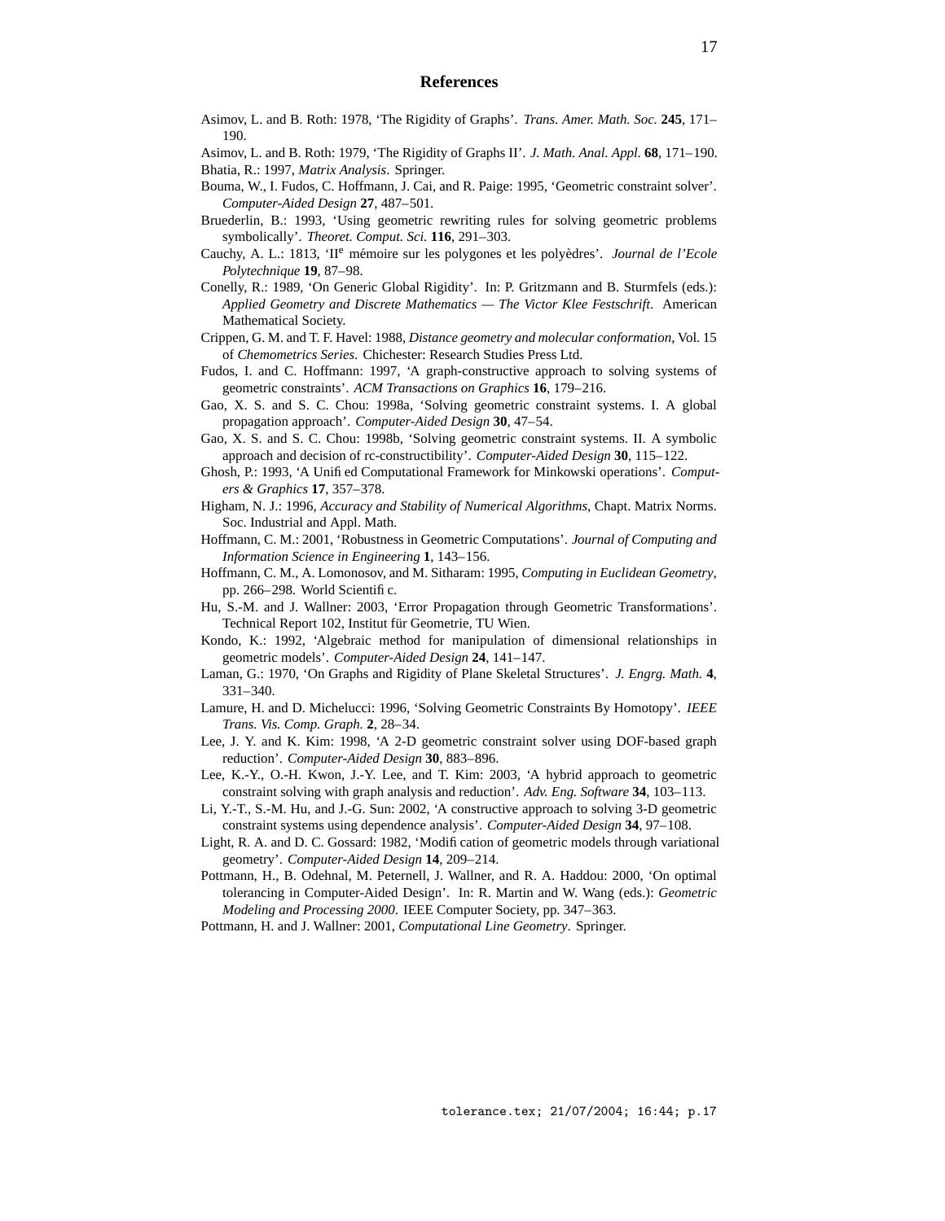## References

Asimov, L. and B. Roth: 1978, 'The Rigidity of Graphs'. *Trans. Amer. Math. Soc.* **245**, 171–190.

Asimov, L. and B. Roth: 1979, 'The Rigidity of Graphs II'. *J. Math. Anal. Appl.* **68**, 171–190.

Bhatia, R.: 1997, *Matrix Analysis*. Springer.

Bouma, W., I. Fudos, C. Hoffmann, J. Cai, and R. Paige: 1995, 'Geometric constraint solver'. *Computer-Aided Design* **27**, 487–501.

Bruederlin, B.: 1993, 'Using geometric rewriting rules for solving geometric problems symbolically'. *Theoret. Comput. Sci.* **116**, 291–303.

Cauchy, A. L.: 1813, 'II[e] mémoire sur les polygones et les polyèdres'. *Journal de l'Ecole Polytechnique* **19**, 87–98.

Conelly, R.: 1989, 'On Generic Global Rigidity'. In: P. Gritzmann and B. Sturmfels (eds.): *Applied Geometry and Discrete Mathematics — The Victor Klee Festschrift*. American Mathematical Society.

Crippen, G. M. and T. F. Havel: 1988, *Distance geometry and molecular conformation*, Vol. 15 of *Chemometrics Series*. Chichester: Research Studies Press Ltd.

Fudos, I. and C. Hoffmann: 1997, 'A graph-constructive approach to solving systems of geometric constraints'. *ACM Transactions on Graphics* **16**, 179–216.

Gao, X. S. and S. C. Chou: 1998a, 'Solving geometric constraint systems. I. A global propagation approach'. *Computer-Aided Design* **30**, 47–54.

Gao, X. S. and S. C. Chou: 1998b, 'Solving geometric constraint systems. II. A symbolic approach and decision of rc-constructibility'. *Computer-Aided Design* **30**, 115–122.

Ghosh, P.: 1993, 'A Unified Computational Framework for Minkowski operations'. *Computers & Graphics* **17**, 357–378.

Higham, N. J.: 1996, *Accuracy and Stability of Numerical Algorithms*, Chapt. Matrix Norms. Soc. Industrial and Appl. Math.

Hoffmann, C. M.: 2001, 'Robustness in Geometric Computations'. *Journal of Computing and Information Science in Engineering* **1**, 143–156.

Hoffmann, C. M., A. Lomonosov, and M. Sitharam: 1995, *Computing in Euclidean Geometry*, pp. 266–298. World Scientific.

Hu, S.-M. and J. Wallner: 2003, 'Error Propagation through Geometric Transformations'. Technical Report 102, Institut für Geometrie, TU Wien.

Kondo, K.: 1992, 'Algebraic method for manipulation of dimensional relationships in geometric models'. *Computer-Aided Design* **24**, 141–147.

Laman, G.: 1970, 'On Graphs and Rigidity of Plane Skeletal Structures'. *J. Engrg. Math.* **4**, 331–340.

Lamure, H. and D. Michelucci: 1996, 'Solving Geometric Constraints By Homotopy'. *IEEE Trans. Vis. Comp. Graph.* **2**, 28–34.

Lee, J. Y. and K. Kim: 1998, 'A 2-D geometric constraint solver using DOF-based graph reduction'. *Computer-Aided Design* **30**, 883–896.

Lee, K.-Y., O.-H. Kwon, J.-Y. Lee, and T. Kim: 2003, 'A hybrid approach to geometric constraint solving with graph analysis and reduction'. *Adv. Eng. Software* **34**, 103–113.

Li, Y.-T., S.-M. Hu, and J.-G. Sun: 2002, 'A constructive approach to solving 3-D geometric constraint systems using dependence analysis'. *Computer-Aided Design* **34**, 97–108.

Light, R. A. and D. C. Gossard: 1982, 'Modification of geometric models through variational geometry'. *Computer-Aided Design* **14**, 209–214.

Pottmann, H., B. Odehnal, M. Peternell, J. Wallner, and R. A. Haddou: 2000, 'On optimal tolerancing in Computer-Aided Design'. In: R. Martin and W. Wang (eds.): *Geometric Modeling and Processing 2000*. IEEE Computer Society, pp. 347–363.

Pottmann, H. and J. Wallner: 2001, *Computational Line Geometry*. Springer.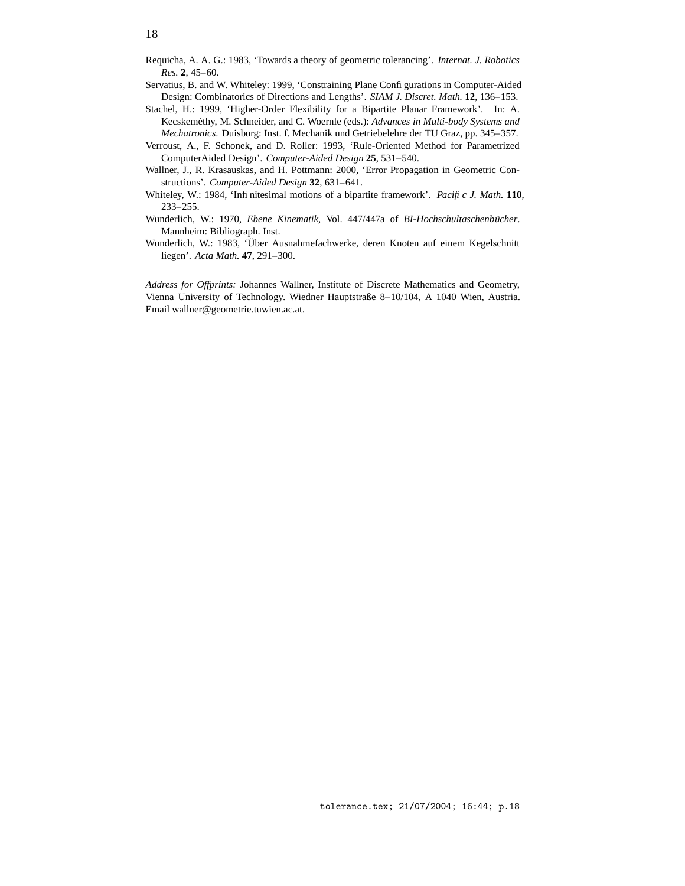Requicha, A. A. G.: 1983, 'Towards a theory of geometric tolerancing'. *Internat. J. Robotics Res.* **2**, 45–60.

Servatius, B. and W. Whiteley: 1999, 'Constraining Plane Configurations in Computer-Aided Design: Combinatorics of Directions and Lengths'. *SIAM J. Discret. Math.* **12**, 136–153.

Stachel, H.: 1999, 'Higher-Order Flexibility for a Bipartite Planar Framework'. In: A. Kecskeméthy, M. Schneider, and C. Woernle (eds.): *Advances in Multi-body Systems and Mechatronics*. Duisburg: Inst. f. Mechanik und Getriebelehre der TU Graz, pp. 345–357.

Verroust, A., F. Schonek, and D. Roller: 1993, 'Rule-Oriented Method for Parametrized ComputerAided Design'. *Computer-Aided Design* **25**, 531–540.

Wallner, J., R. Krasauskas, and H. Pottmann: 2000, 'Error Propagation in Geometric Constructions'. *Computer-Aided Design* **32**, 631–641.

Whiteley, W.: 1984, 'Infinitesimal motions of a bipartite framework'. *Pacific J. Math.* **110**, 233–255.

Wunderlich, W.: 1970, *Ebene Kinematik*, Vol. 447/447a of *BI-Hochschultaschenbücher*. Mannheim: Bibliograph. Inst.

Wunderlich, W.: 1983, 'Über Ausnahmefachwerke, deren Knoten auf einem Kegelschnitt liegen'. *Acta Math.* **47**, 291–300.

*Address for Offprints:* Johannes Wallner, Institute of Discrete Mathematics and Geometry, Vienna University of Technology. Wiedner Hauptstraße 8–10/104, A 1040 Wien, Austria. Email wallner@geometrie.tuwien.ac.at.